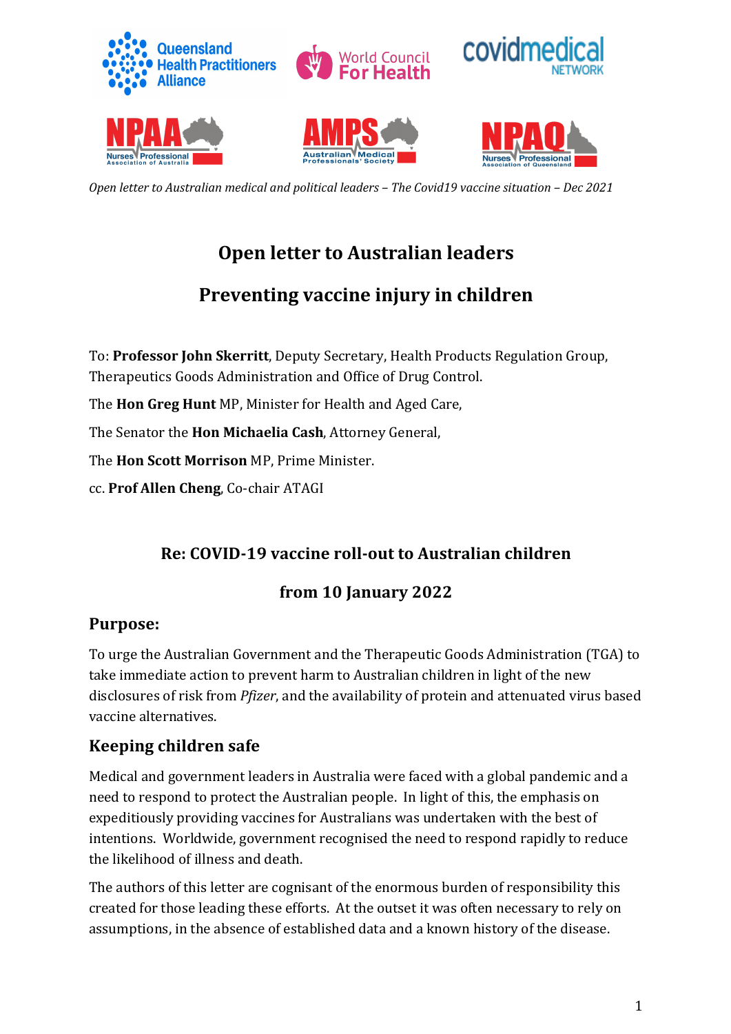*Open letter to Australian medical and political leaders – The Covid19 vaccine situation – Dec 2021*

# Open letter to Australian leaders

# Preventing vaccine injury in children

To: **Professor John Skerritt**, Deputy Secretary, Health Products Regulation Group, Therapeutics Goods Administration and Office of Drug Control.

The **Hon Greg Hunt** MP, Minister for Health and Aged Care,

The Senator the **Hon Michaelia Cash**, Attorney General,

The **Hon Scott Morrison** MP, Prime Minister.

cc. **Prof Allen Cheng**, Co-chair ATAGI

### Re: COVID-19 vaccine roll-out to Australian children from 10 January 2022

## Purpose:

To urge the Australian Government and the Therapeutic Goods Administration (TGA) to take immediate action to prevent harm to Australian children in light of the new disclosures of risk from *Pfizer*, and the availability of protein and attenuated virus based vaccine alternatives.

## Keeping children safe

Medical and government leaders in Australia were faced with a global pandemic and a need to respond to protect the Australian people. In light of this, the emphasis on expeditiously providing vaccines for Australians was undertaken with the best of intentions. Worldwide, government recognised the need to respond rapidly to reduce the likelihood of illness and death.

The authors of this letter are cognisant of the enormous burden of responsibility this created for those leading these efforts. At the outset it was often necessary to rely on assumptions, in the absence of established data and a known history of the disease.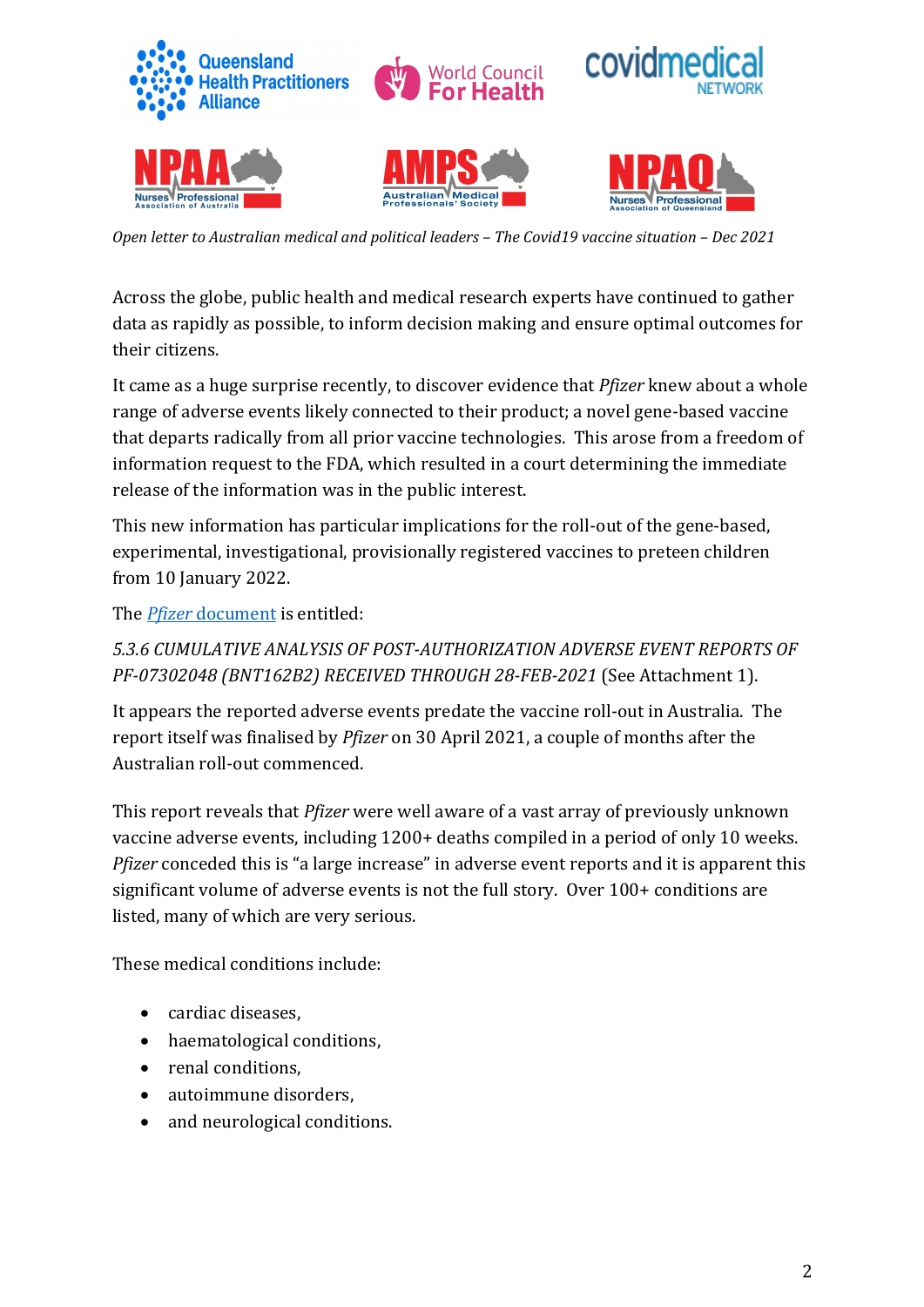*Open letter to Australian medical and political leaders – The Covid19 vaccine situation – Dec 2021*

Across the globe, public health and medical research experts have continued to gather data as rapidly as possible, to inform decision making and ensure optimal outcomes for their citizens.

It came as a huge surprise recently, to discover evidence that *Pfizer* knew about a whole range of adverse events likely connected to their product; a novel gene-based vaccine that departs radically from all prior vaccine technologies. This arose from a freedom of information request to the FDA, which resulted in a court determining the immediate release of the information was in the public interest.

This new information has particular implications for the roll-out of the gene-based, experimental, investigational, provisionally registered vaccines to preteen children from 10 January 2022.

The *Pfizer* document is entitled:

*5.3.6 CUMULATIVE ANALYSIS OF POST-AUTHORIZATION ADVERSE EVENT REPORTS OF PF-07302048 (BNT162B2) RECEIVED THROUGH 28-FEB-2021* (See Attachment 1).

It appears the reported adverse events predate the vaccine roll-out in Australia. The report itself was finalised by *Pfizer* on 30 April 2021, a couple of months after the Australian roll-out commenced.

This report reveals that *Pfizer* were well aware of a vast array of previously unknown vaccine adverse events, including 1200+ deaths compiled in a period of only 10 weeks. *Pfizer* conceded this is "a large increase" in adverse event reports and it is apparent this significant volume of adverse events is not the full story. Over 100+ conditions are listed, many of which are very serious.

These medical conditions include:

- cardiac diseases,
- haematological conditions,
- renal conditions,
- autoimmune disorders,
- and neurological conditions.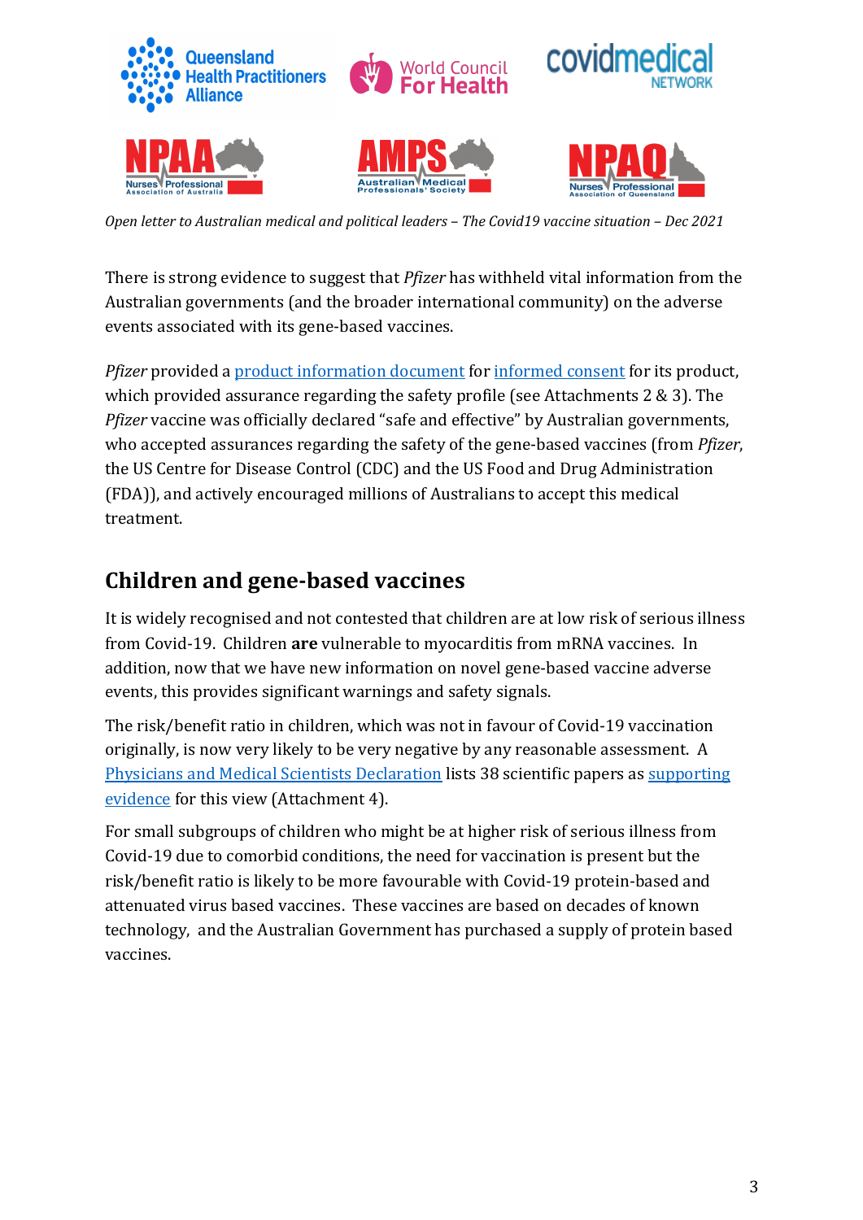*Open letter to Australian medical and political leaders – The Covid19 vaccine situation – Dec 2021*

There is strong evidence to suggest that *Pfizer* has withheld vital information from the Australian governments (and the broader international community) on the adverse events associated with its gene-based vaccines.

*Pfizer* provided a product information document for informed consent for its product, which provided assurance regarding the safety profile (see Attachments 2 & 3). The *Pfizer* vaccine was officially declared "safe and effective" by Australian governments, who accepted assurances regarding the safety of the gene-based vaccines (from *Pfizer*, the US Centre for Disease Control (CDC) and the US Food and Drug Administration (FDA)), and actively encouraged millions of Australians to accept this medical treatment.

## Children and gene-based vaccines

It is widely recognised and not contested that children are at low risk of serious illness from Covid-19. Children **are** vulnerable to myocarditis from mRNA vaccines. In addition, now that we have new information on novel gene-based vaccine adverse events, this provides significant warnings and safety signals.

The risk/benefit ratio in children, which was not in favour of Covid-19 vaccination originally, is now very likely to be very negative by any reasonable assessment. A Physicians and Medical Scientists Declaration lists 38 scientific papers as supporting evidence for this view (Attachment 4).

For small subgroups of children who might be at higher risk of serious illness from Covid-19 due to comorbid conditions, the need for vaccination is present but the risk/benefit ratio is likely to be more favourable with Covid-19 protein-based and attenuated virus based vaccines. These vaccines are based on decades of known technology, and the Australian Government has purchased a supply of protein based vaccines.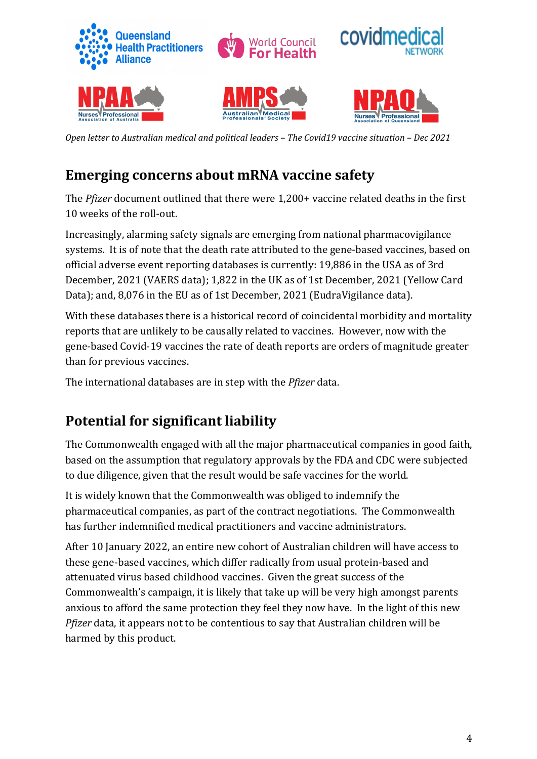*Open letter to Australian medical and political leaders – The Covid19 vaccine situation – Dec 2021*

## Emerging concerns about mRNA vaccine safety

The *Pfizer* document outlined that there were 1,200+ vaccine related deaths in the first 10 weeks of the roll-out.

Increasingly, alarming safety signals are emerging from national pharmacovigilance systems. It is of note that the death rate attributed to the gene-based vaccines, based on official adverse event reporting databases is currently: 19,886 in the USA as of 3rd December, 2021 (VAERS data); 1,822 in the UK as of 1st December, 2021 (Yellow Card Data); and, 8,076 in the EU as of 1st December, 2021 (EudraVigilance data).

With these databases there is a historical record of coincidental morbidity and mortality reports that are unlikely to be causally related to vaccines. However, now with the gene-based Covid-19 vaccines the rate of death reports are orders of magnitude greater than for previous vaccines.

The international databases are in step with the *Pfizer* data.

## Potential for significant liability

The Commonwealth engaged with all the major pharmaceutical companies in good faith, based on the assumption that regulatory approvals by the FDA and CDC were subjected to due diligence, given that the result would be safe vaccines for the world.

It is widely known that the Commonwealth was obliged to indemnify the pharmaceutical companies, as part of the contract negotiations. The Commonwealth has further indemnified medical practitioners and vaccine administrators.

After 10 January 2022, an entire new cohort of Australian children will have access to these gene-based vaccines, which differ radically from usual protein-based and attenuated virus based childhood vaccines. Given the great success of the Commonwealth's campaign, it is likely that take up will be very high amongst parents anxious to afford the same protection they feel they now have. In the light of this new *Pfizer* data, it appears not to be contentious to say that Australian children will be harmed by this product.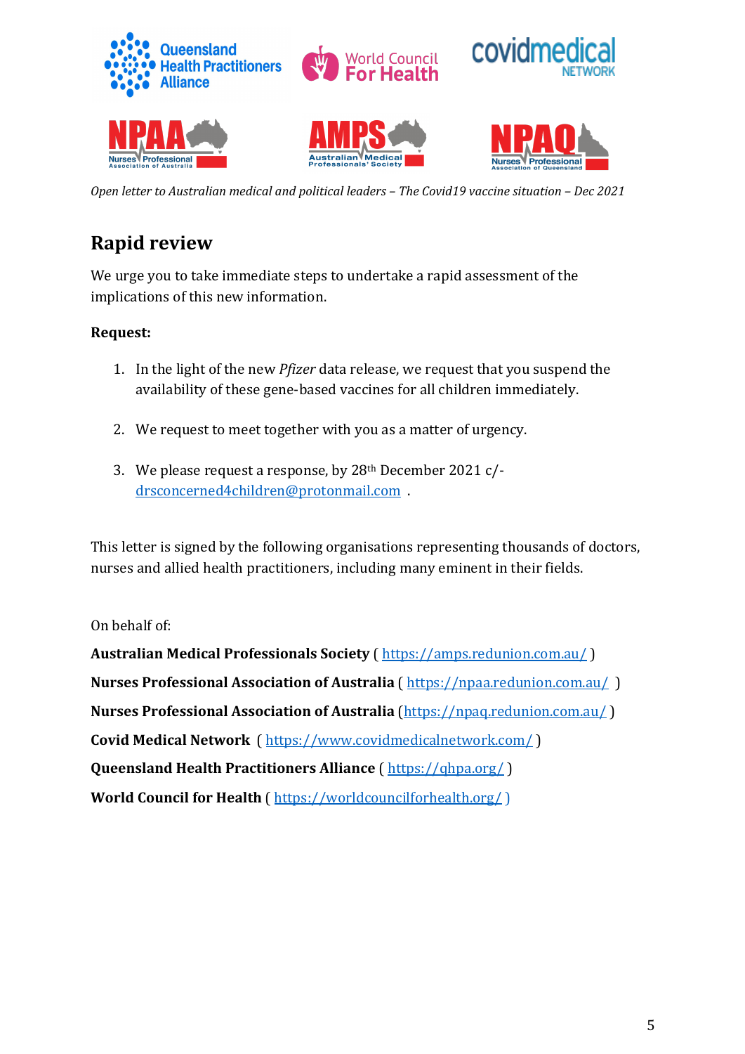*Open letter to Australian medical and political leaders – The Covid19 vaccine situation – Dec 2021*

## Rapid review

We urge you to take immediate steps to undertake a rapid assessment of the implications of this new information.

**Request:**

1. In the light of the new *Pfizer* data release, we request that you suspend the availability of these gene-based vaccines for all children immediately.

2. We request to meet together with you as a matter of urgency.

3. We please request a response, by 28th December 2021 c/- drsconcerned4children@protonmail.com .

This letter is signed by the following organisations representing thousands of doctors, nurses and allied health practitioners, including many eminent in their fields.

On behalf of:

**Australian Medical Professionals Society** ( https://amps.redunion.com.au/ )

**Nurses Professional Association of Australia** ( https://npaa.redunion.com.au/ )

**Nurses Professional Association of Australia** (https://npaq.redunion.com.au/ )

**Covid Medical Network** ( https://www.covidmedicalnetwork.com/ )

**Queensland Health Practitioners Alliance** ( https://qhpa.org/ )

**World Council for Health** ( https://worldcouncilforhealth.org/ )